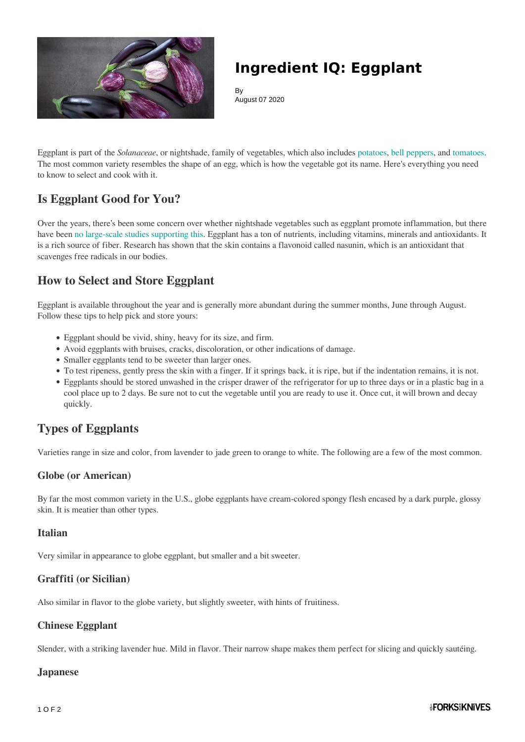# Ingredient IQ: Eggplant

By
August 07 2020

Eggplant is part of the *Solanaceae*, or nightshade, family of vegetables, which also includes potatoes, bell peppers, and tomatoes. The most common variety resembles the shape of an egg, which is how the vegetable got its name. Here's everything you need to know to select and cook with it.

## Is Eggplant Good for You?

Over the years, there's been some concern over whether nightshade vegetables such as eggplant promote inflammation, but there have been no large-scale studies supporting this. Eggplant has a ton of nutrients, including vitamins, minerals and antioxidants. It is a rich source of fiber. Research has shown that the skin contains a flavonoid called nasunin, which is an antioxidant that scavenges free radicals in our bodies.

## How to Select and Store Eggplant

Eggplant is available throughout the year and is generally more abundant during the summer months, June through August. Follow these tips to help pick and store yours:

- Eggplant should be vivid, shiny, heavy for its size, and firm.
- Avoid eggplants with bruises, cracks, discoloration, or other indications of damage.
- Smaller eggplants tend to be sweeter than larger ones.
- To test ripeness, gently press the skin with a finger. If it springs back, it is ripe, but if the indentation remains, it is not.
- Eggplants should be stored unwashed in the crisper drawer of the refrigerator for up to three days or in a plastic bag in a cool place up to 2 days. Be sure not to cut the vegetable until you are ready to use it. Once cut, it will brown and decay quickly.

## Types of Eggplants

Varieties range in size and color, from lavender to jade green to orange to white. The following are a few of the most common.

### Globe (or American)

By far the most common variety in the U.S., globe eggplants have cream-colored spongy flesh encased by a dark purple, glossy skin. It is meatier than other types.

### Italian

Very similar in appearance to globe eggplant, but smaller and a bit sweeter.

### Graffiti (or Sicilian)

Also similar in flavor to the globe variety, but slightly sweeter, with hints of fruitiness.

### Chinese Eggplant

Slender, with a striking lavender hue. Mild in flavor. Their narrow shape makes them perfect for slicing and quickly sautéing.

### Japanese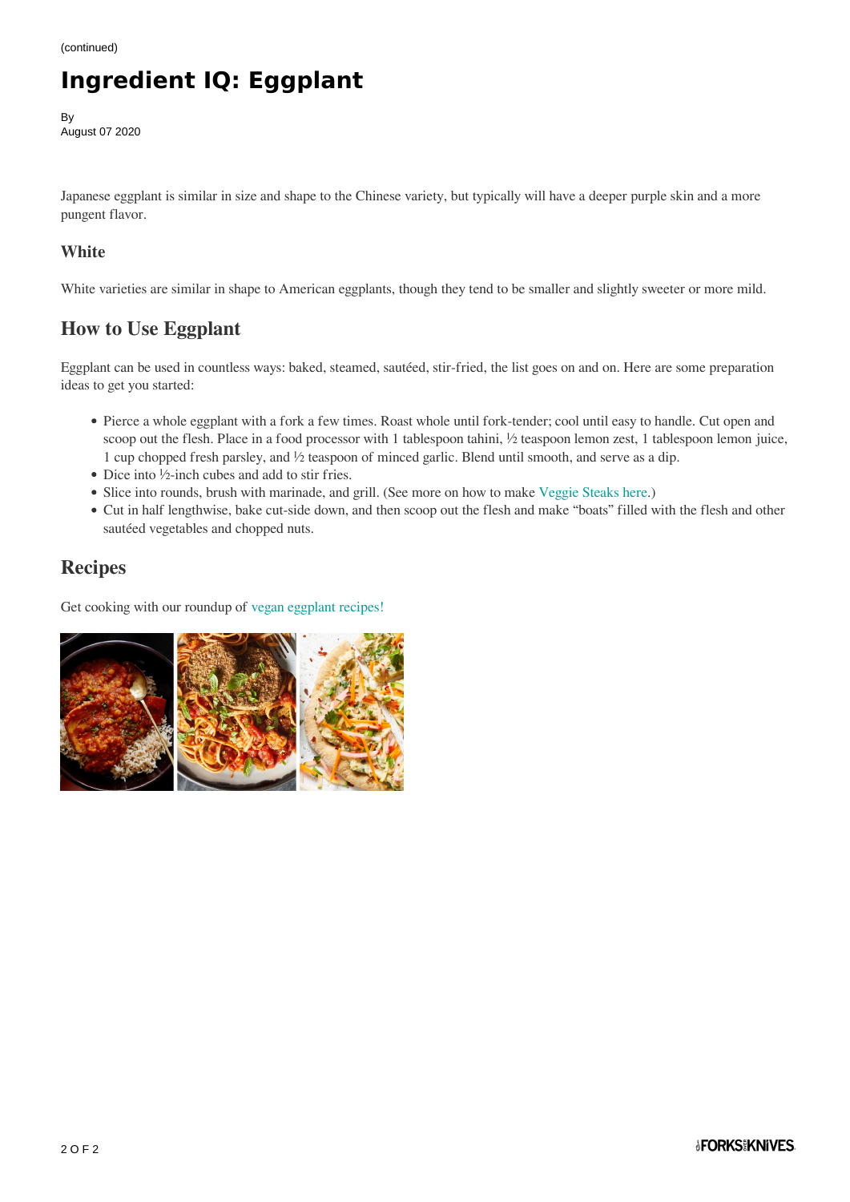(continued)

# Ingredient IQ: Eggplant

By
August 07 2020

Japanese eggplant is similar in size and shape to the Chinese variety, but typically will have a deeper purple skin and a more pungent flavor.

### White

White varieties are similar in shape to American eggplants, though they tend to be smaller and slightly sweeter or more mild.

## How to Use Eggplant

Eggplant can be used in countless ways: baked, steamed, sautéed, stir-fried, the list goes on and on. Here are some preparation ideas to get you started:

- Pierce a whole eggplant with a fork a few times. Roast whole until fork-tender; cool until easy to handle. Cut open and scoop out the flesh. Place in a food processor with 1 tablespoon tahini, ½ teaspoon lemon zest, 1 tablespoon lemon juice, 1 cup chopped fresh parsley, and ½ teaspoon of minced garlic. Blend until smooth, and serve as a dip.
- Dice into ½-inch cubes and add to stir fries.
- Slice into rounds, brush with marinade, and grill. (See more on how to make Veggie Steaks here.)
- Cut in half lengthwise, bake cut-side down, and then scoop out the flesh and make "boats" filled with the flesh and other sautéed vegetables and chopped nuts.

## Recipes

Get cooking with our roundup of vegan eggplant recipes!